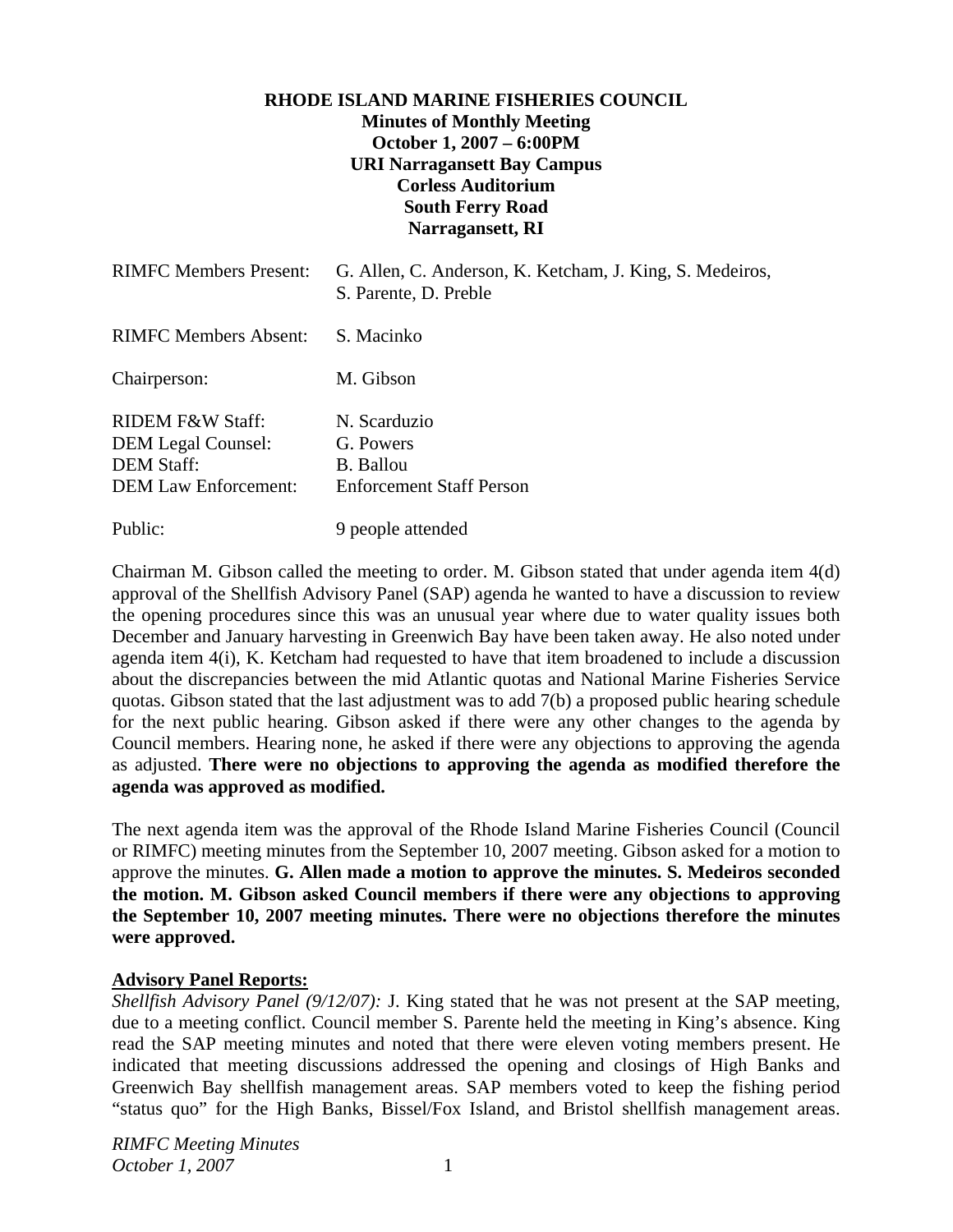**RHODE ISLAND MARINE FISHERIES COUNCIL**
**Minutes of Monthly Meeting**
**October 1, 2007 – 6:00PM**
**URI Narragansett Bay Campus**
**Corless Auditorium**
**South Ferry Road**
**Narragansett, RI**

| | |
|---|---|
| RIMFC Members Present: | G. Allen, C. Anderson, K. Ketcham, J. King, S. Medeiros, S. Parente, D. Preble |
| RIMFC Members Absent: | S. Macinko |
| Chairperson: | M. Gibson |
| RIDEM F&W Staff: | N. Scarduzio |
| DEM Legal Counsel: | G. Powers |
| DEM Staff: | B. Ballou |
| DEM Law Enforcement: | Enforcement Staff Person |
| Public: | 9 people attended |

Chairman M. Gibson called the meeting to order. M. Gibson stated that under agenda item 4(d) approval of the Shellfish Advisory Panel (SAP) agenda he wanted to have a discussion to review the opening procedures since this was an unusual year where due to water quality issues both December and January harvesting in Greenwich Bay have been taken away. He also noted under agenda item 4(i), K. Ketcham had requested to have that item broadened to include a discussion about the discrepancies between the mid Atlantic quotas and National Marine Fisheries Service quotas. Gibson stated that the last adjustment was to add 7(b) a proposed public hearing schedule for the next public hearing. Gibson asked if there were any other changes to the agenda by Council members. Hearing none, he asked if there were any objections to approving the agenda as adjusted. **There were no objections to approving the agenda as modified therefore the agenda was approved as modified.**

The next agenda item was the approval of the Rhode Island Marine Fisheries Council (Council or RIMFC) meeting minutes from the September 10, 2007 meeting. Gibson asked for a motion to approve the minutes. **G. Allen made a motion to approve the minutes. S. Medeiros seconded the motion. M. Gibson asked Council members if there were any objections to approving the September 10, 2007 meeting minutes. There were no objections therefore the minutes were approved.**

**Advisory Panel Reports:**

*Shellfish Advisory Panel (9/12/07):* J. King stated that he was not present at the SAP meeting, due to a meeting conflict. Council member S. Parente held the meeting in King's absence. King read the SAP meeting minutes and noted that there were eleven voting members present. He indicated that meeting discussions addressed the opening and closings of High Banks and Greenwich Bay shellfish management areas. SAP members voted to keep the fishing period "status quo" for the High Banks, Bissel/Fox Island, and Bristol shellfish management areas.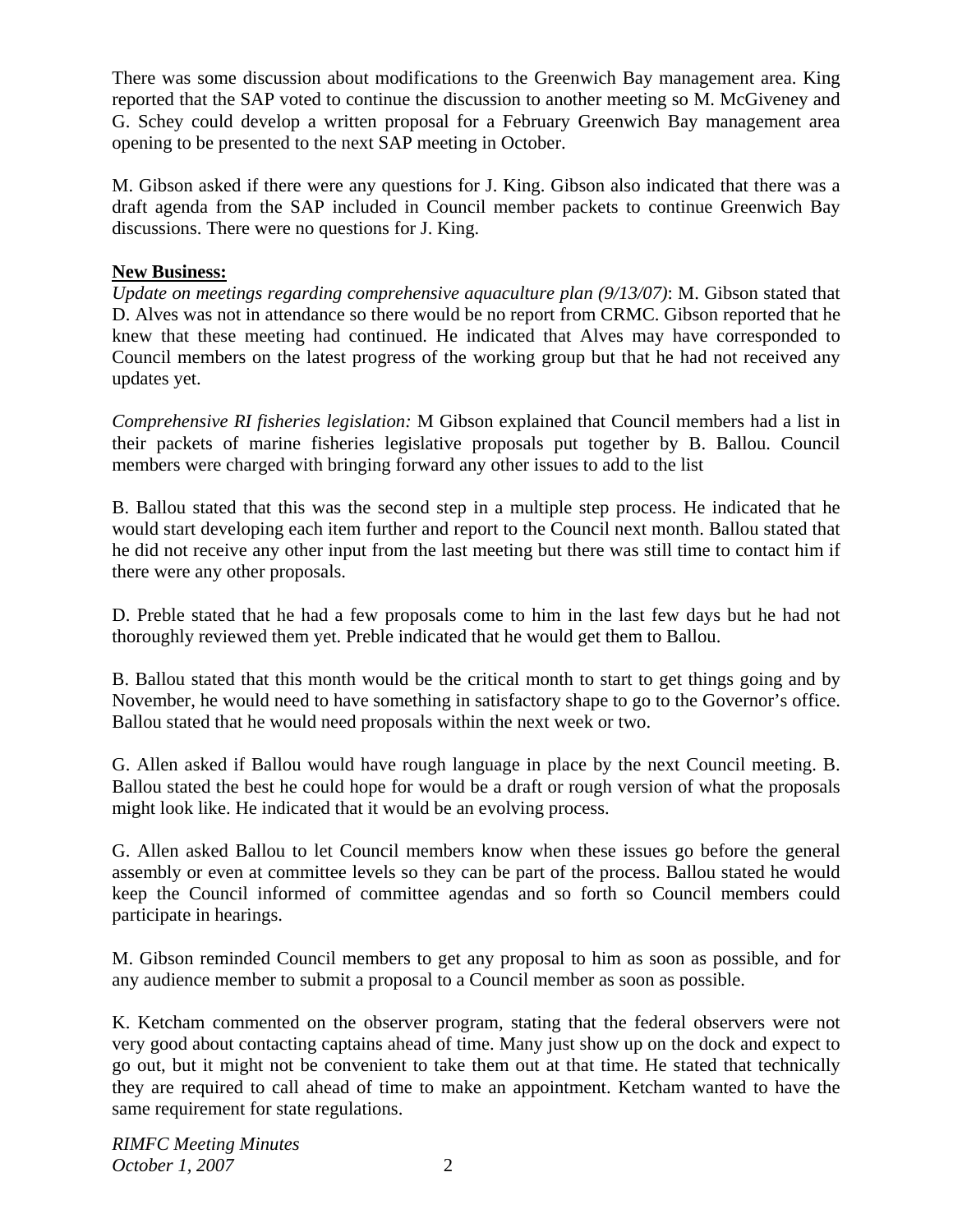There was some discussion about modifications to the Greenwich Bay management area. King reported that the SAP voted to continue the discussion to another meeting so M. McGiveney and G. Schey could develop a written proposal for a February Greenwich Bay management area opening to be presented to the next SAP meeting in October.

M. Gibson asked if there were any questions for J. King. Gibson also indicated that there was a draft agenda from the SAP included in Council member packets to continue Greenwich Bay discussions. There were no questions for J. King.

**New Business:**

*Update on meetings regarding comprehensive aquaculture plan (9/13/07)*: M. Gibson stated that D. Alves was not in attendance so there would be no report from CRMC. Gibson reported that he knew that these meeting had continued. He indicated that Alves may have corresponded to Council members on the latest progress of the working group but that he had not received any updates yet.

*Comprehensive RI fisheries legislation:* M Gibson explained that Council members had a list in their packets of marine fisheries legislative proposals put together by B. Ballou. Council members were charged with bringing forward any other issues to add to the list

B. Ballou stated that this was the second step in a multiple step process. He indicated that he would start developing each item further and report to the Council next month. Ballou stated that he did not receive any other input from the last meeting but there was still time to contact him if there were any other proposals.

D. Preble stated that he had a few proposals come to him in the last few days but he had not thoroughly reviewed them yet. Preble indicated that he would get them to Ballou.

B. Ballou stated that this month would be the critical month to start to get things going and by November, he would need to have something in satisfactory shape to go to the Governor's office. Ballou stated that he would need proposals within the next week or two.

G. Allen asked if Ballou would have rough language in place by the next Council meeting. B. Ballou stated the best he could hope for would be a draft or rough version of what the proposals might look like. He indicated that it would be an evolving process.

G. Allen asked Ballou to let Council members know when these issues go before the general assembly or even at committee levels so they can be part of the process. Ballou stated he would keep the Council informed of committee agendas and so forth so Council members could participate in hearings.

M. Gibson reminded Council members to get any proposal to him as soon as possible, and for any audience member to submit a proposal to a Council member as soon as possible.

K. Ketcham commented on the observer program, stating that the federal observers were not very good about contacting captains ahead of time. Many just show up on the dock and expect to go out, but it might not be convenient to take them out at that time. He stated that technically they are required to call ahead of time to make an appointment. Ketcham wanted to have the same requirement for state regulations.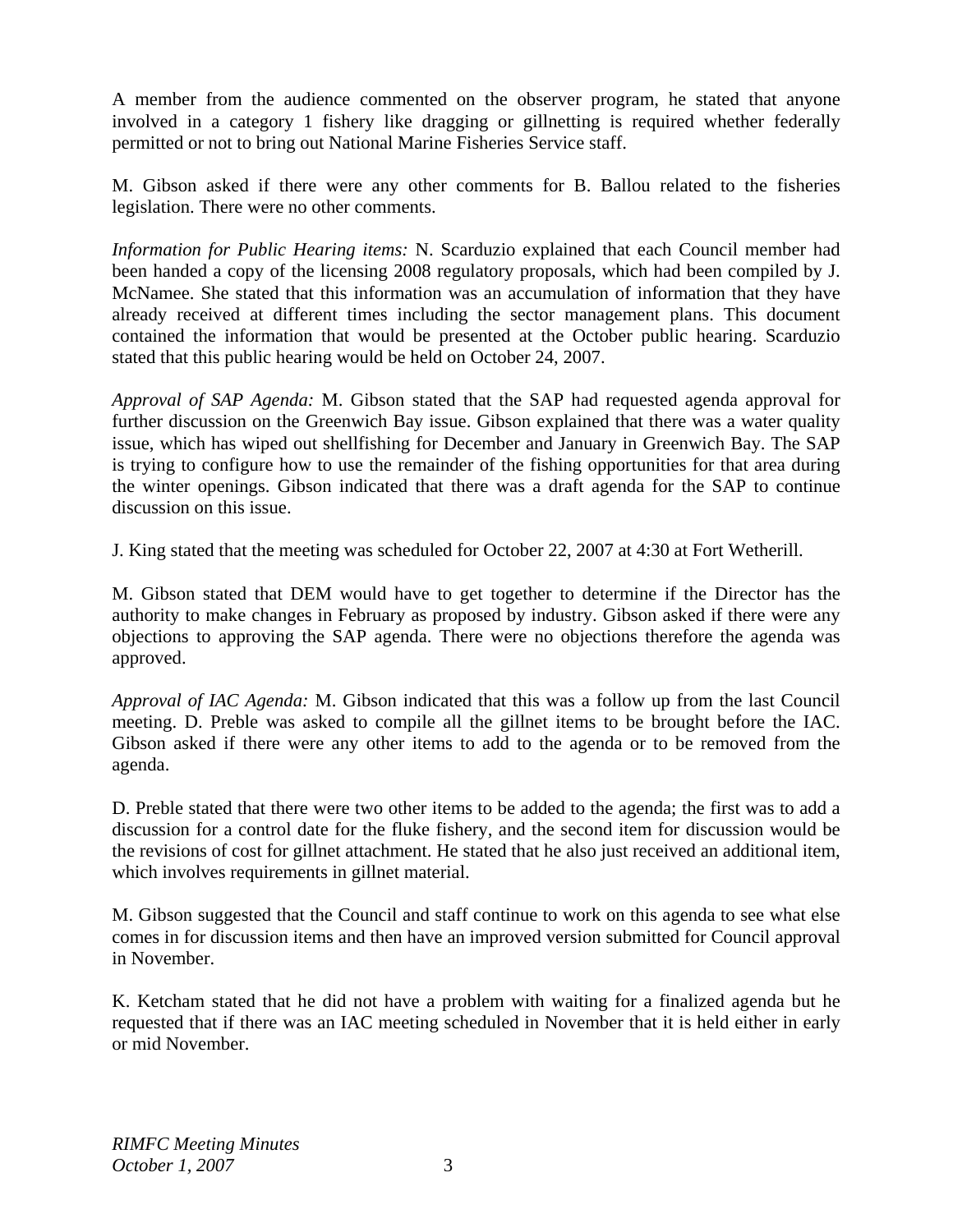A member from the audience commented on the observer program, he stated that anyone involved in a category 1 fishery like dragging or gillnetting is required whether federally permitted or not to bring out National Marine Fisheries Service staff.

M. Gibson asked if there were any other comments for B. Ballou related to the fisheries legislation. There were no other comments.

*Information for Public Hearing items:* N. Scarduzio explained that each Council member had been handed a copy of the licensing 2008 regulatory proposals, which had been compiled by J. McNamee. She stated that this information was an accumulation of information that they have already received at different times including the sector management plans. This document contained the information that would be presented at the October public hearing. Scarduzio stated that this public hearing would be held on October 24, 2007.

*Approval of SAP Agenda:* M. Gibson stated that the SAP had requested agenda approval for further discussion on the Greenwich Bay issue. Gibson explained that there was a water quality issue, which has wiped out shellfishing for December and January in Greenwich Bay. The SAP is trying to configure how to use the remainder of the fishing opportunities for that area during the winter openings. Gibson indicated that there was a draft agenda for the SAP to continue discussion on this issue.

J. King stated that the meeting was scheduled for October 22, 2007 at 4:30 at Fort Wetherill.

M. Gibson stated that DEM would have to get together to determine if the Director has the authority to make changes in February as proposed by industry. Gibson asked if there were any objections to approving the SAP agenda. There were no objections therefore the agenda was approved.

*Approval of IAC Agenda:* M. Gibson indicated that this was a follow up from the last Council meeting. D. Preble was asked to compile all the gillnet items to be brought before the IAC. Gibson asked if there were any other items to add to the agenda or to be removed from the agenda.

D. Preble stated that there were two other items to be added to the agenda; the first was to add a discussion for a control date for the fluke fishery, and the second item for discussion would be the revisions of cost for gillnet attachment. He stated that he also just received an additional item, which involves requirements in gillnet material.

M. Gibson suggested that the Council and staff continue to work on this agenda to see what else comes in for discussion items and then have an improved version submitted for Council approval in November.

K. Ketcham stated that he did not have a problem with waiting for a finalized agenda but he requested that if there was an IAC meeting scheduled in November that it is held either in early or mid November.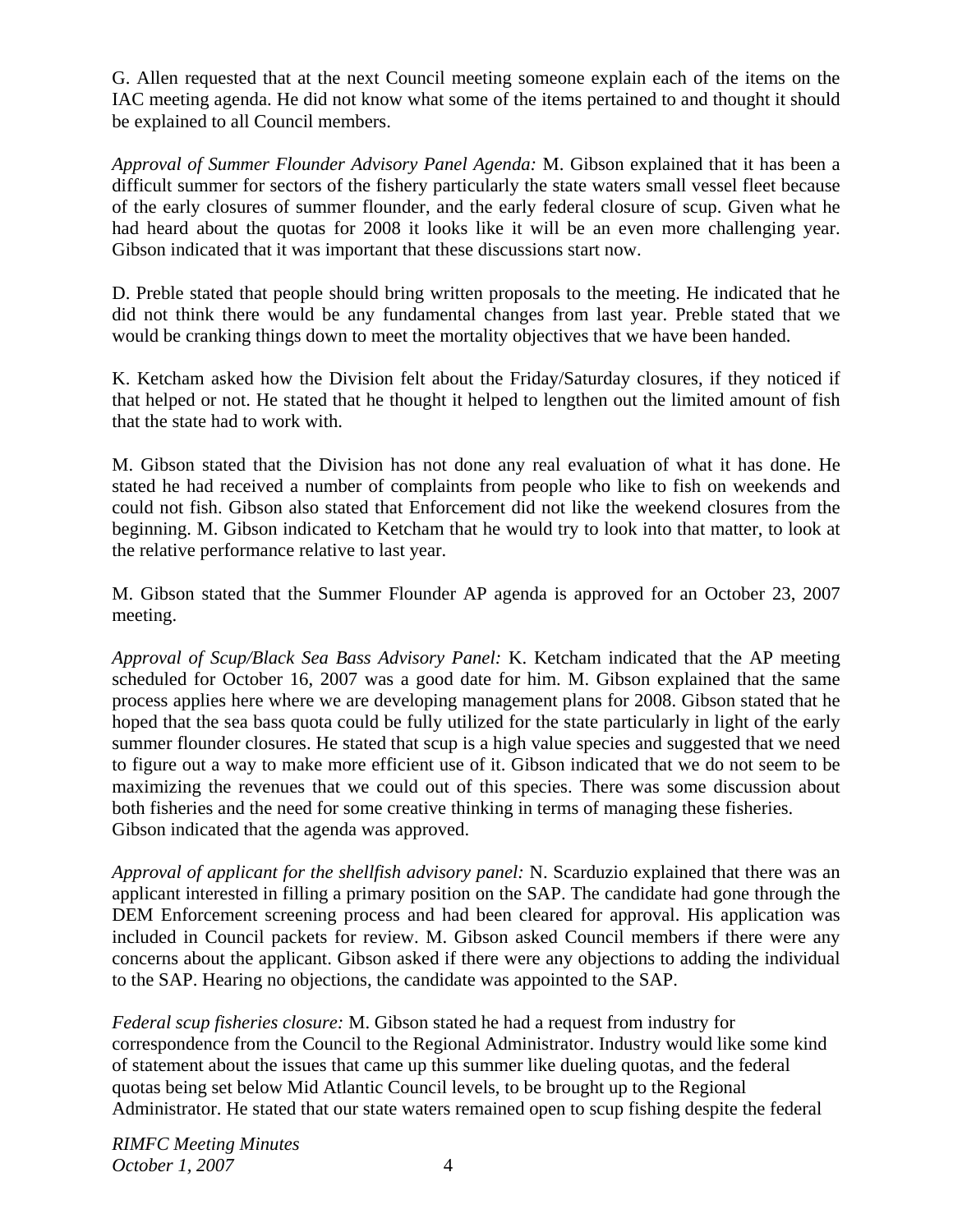G. Allen requested that at the next Council meeting someone explain each of the items on the IAC meeting agenda. He did not know what some of the items pertained to and thought it should be explained to all Council members.

*Approval of Summer Flounder Advisory Panel Agenda:* M. Gibson explained that it has been a difficult summer for sectors of the fishery particularly the state waters small vessel fleet because of the early closures of summer flounder, and the early federal closure of scup. Given what he had heard about the quotas for 2008 it looks like it will be an even more challenging year. Gibson indicated that it was important that these discussions start now.

D. Preble stated that people should bring written proposals to the meeting. He indicated that he did not think there would be any fundamental changes from last year. Preble stated that we would be cranking things down to meet the mortality objectives that we have been handed.

K. Ketcham asked how the Division felt about the Friday/Saturday closures, if they noticed if that helped or not. He stated that he thought it helped to lengthen out the limited amount of fish that the state had to work with.

M. Gibson stated that the Division has not done any real evaluation of what it has done. He stated he had received a number of complaints from people who like to fish on weekends and could not fish. Gibson also stated that Enforcement did not like the weekend closures from the beginning. M. Gibson indicated to Ketcham that he would try to look into that matter, to look at the relative performance relative to last year.

M. Gibson stated that the Summer Flounder AP agenda is approved for an October 23, 2007 meeting.

*Approval of Scup/Black Sea Bass Advisory Panel:* K. Ketcham indicated that the AP meeting scheduled for October 16, 2007 was a good date for him. M. Gibson explained that the same process applies here where we are developing management plans for 2008. Gibson stated that he hoped that the sea bass quota could be fully utilized for the state particularly in light of the early summer flounder closures. He stated that scup is a high value species and suggested that we need to figure out a way to make more efficient use of it. Gibson indicated that we do not seem to be maximizing the revenues that we could out of this species. There was some discussion about both fisheries and the need for some creative thinking in terms of managing these fisheries. Gibson indicated that the agenda was approved.

*Approval of applicant for the shellfish advisory panel:* N. Scarduzio explained that there was an applicant interested in filling a primary position on the SAP. The candidate had gone through the DEM Enforcement screening process and had been cleared for approval. His application was included in Council packets for review. M. Gibson asked Council members if there were any concerns about the applicant. Gibson asked if there were any objections to adding the individual to the SAP. Hearing no objections, the candidate was appointed to the SAP.

*Federal scup fisheries closure:* M. Gibson stated he had a request from industry for correspondence from the Council to the Regional Administrator. Industry would like some kind of statement about the issues that came up this summer like dueling quotas, and the federal quotas being set below Mid Atlantic Council levels, to be brought up to the Regional Administrator. He stated that our state waters remained open to scup fishing despite the federal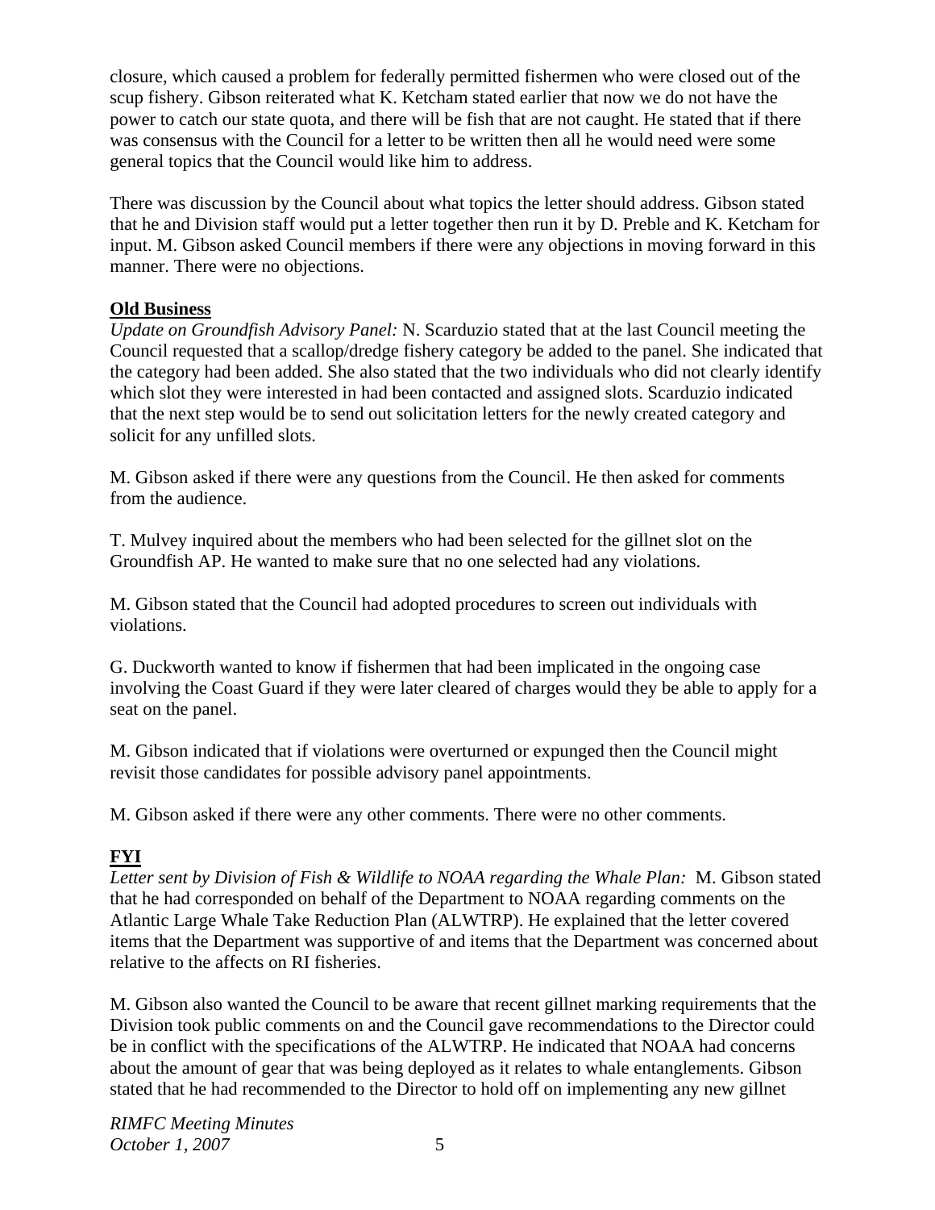closure, which caused a problem for federally permitted fishermen who were closed out of the scup fishery. Gibson reiterated what K. Ketcham stated earlier that now we do not have the power to catch our state quota, and there will be fish that are not caught. He stated that if there was consensus with the Council for a letter to be written then all he would need were some general topics that the Council would like him to address.

There was discussion by the Council about what topics the letter should address. Gibson stated that he and Division staff would put a letter together then run it by D. Preble and K. Ketcham for input. M. Gibson asked Council members if there were any objections in moving forward in this manner. There were no objections.

**Old Business**

*Update on Groundfish Advisory Panel:* N. Scarduzio stated that at the last Council meeting the Council requested that a scallop/dredge fishery category be added to the panel. She indicated that the category had been added. She also stated that the two individuals who did not clearly identify which slot they were interested in had been contacted and assigned slots. Scarduzio indicated that the next step would be to send out solicitation letters for the newly created category and solicit for any unfilled slots.

M. Gibson asked if there were any questions from the Council. He then asked for comments from the audience.

T. Mulvey inquired about the members who had been selected for the gillnet slot on the Groundfish AP. He wanted to make sure that no one selected had any violations.

M. Gibson stated that the Council had adopted procedures to screen out individuals with violations.

G. Duckworth wanted to know if fishermen that had been implicated in the ongoing case involving the Coast Guard if they were later cleared of charges would they be able to apply for a seat on the panel.

M. Gibson indicated that if violations were overturned or expunged then the Council might revisit those candidates for possible advisory panel appointments.

M. Gibson asked if there were any other comments. There were no other comments.

**FYI**

*Letter sent by Division of Fish & Wildlife to NOAA regarding the Whale Plan:* M. Gibson stated that he had corresponded on behalf of the Department to NOAA regarding comments on the Atlantic Large Whale Take Reduction Plan (ALWTRP). He explained that the letter covered items that the Department was supportive of and items that the Department was concerned about relative to the affects on RI fisheries.

M. Gibson also wanted the Council to be aware that recent gillnet marking requirements that the Division took public comments on and the Council gave recommendations to the Director could be in conflict with the specifications of the ALWTRP. He indicated that NOAA had concerns about the amount of gear that was being deployed as it relates to whale entanglements. Gibson stated that he had recommended to the Director to hold off on implementing any new gillnet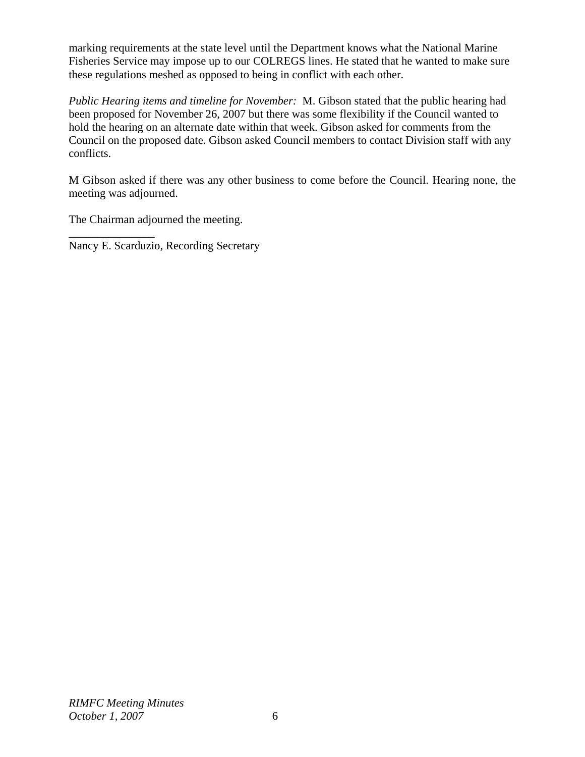marking requirements at the state level until the Department knows what the National Marine Fisheries Service may impose up to our COLREGS lines. He stated that he wanted to make sure these regulations meshed as opposed to being in conflict with each other.

*Public Hearing items and timeline for November:* M. Gibson stated that the public hearing had been proposed for November 26, 2007 but there was some flexibility if the Council wanted to hold the hearing on an alternate date within that week. Gibson asked for comments from the Council on the proposed date. Gibson asked Council members to contact Division staff with any conflicts.

M Gibson asked if there was any other business to come before the Council. Hearing none, the meeting was adjourned.

The Chairman adjourned the meeting.

_______________
Nancy E. Scarduzio, Recording Secretary